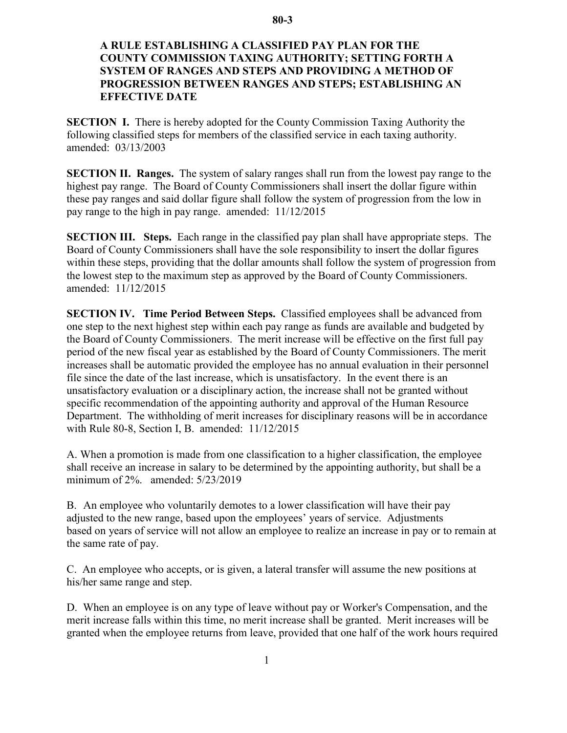# 80-3

## A RULE ESTABLISHING A CLASSIFIED PAY PLAN FOR THE COUNTY COMMISSION TAXING AUTHORITY; SETTING FORTH A SYSTEM OF RANGES AND STEPS AND PROVIDING A METHOD OF PROGRESSION BETWEEN RANGES AND STEPS; ESTABLISHING AN EFFECTIVE DATE

**SECTION I.** There is hereby adopted for the County Commission Taxing Authority the following classified steps for members of the classified service in each taxing authority. amended: 03/13/2003

**SECTION II. Ranges.** The system of salary ranges shall run from the lowest pay range to the highest pay range. The Board of County Commissioners shall insert the dollar figure within these pay ranges and said dollar figure shall follow the system of progression from the low in pay range to the high in pay range. amended: 11/12/2015

**SECTION III. Steps.** Each range in the classified pay plan shall have appropriate steps. The Board of County Commissioners shall have the sole responsibility to insert the dollar figures within these steps, providing that the dollar amounts shall follow the system of progression from the lowest step to the maximum step as approved by the Board of County Commissioners. amended: 11/12/2015

**SECTION IV. Time Period Between Steps.** Classified employees shall be advanced from one step to the next highest step within each pay range as funds are available and budgeted by the Board of County Commissioners. The merit increase will be effective on the first full pay period of the new fiscal year as established by the Board of County Commissioners. The merit increases shall be automatic provided the employee has no annual evaluation in their personnel file since the date of the last increase, which is unsatisfactory. In the event there is an unsatisfactory evaluation or a disciplinary action, the increase shall not be granted without specific recommendation of the appointing authority and approval of the Human Resource Department. The withholding of merit increases for disciplinary reasons will be in accordance with Rule 80-8, Section I, B. amended: 11/12/2015

A. When a promotion is made from one classification to a higher classification, the employee shall receive an increase in salary to be determined by the appointing authority, but shall be a minimum of 2%. amended: 5/23/2019

B. An employee who voluntarily demotes to a lower classification will have their pay adjusted to the new range, based upon the employees' years of service. Adjustments based on years of service will not allow an employee to realize an increase in pay or to remain at the same rate of pay.

C. An employee who accepts, or is given, a lateral transfer will assume the new positions at his/her same range and step.

D. When an employee is on any type of leave without pay or Worker's Compensation, and the merit increase falls within this time, no merit increase shall be granted. Merit increases will be granted when the employee returns from leave, provided that one half of the work hours required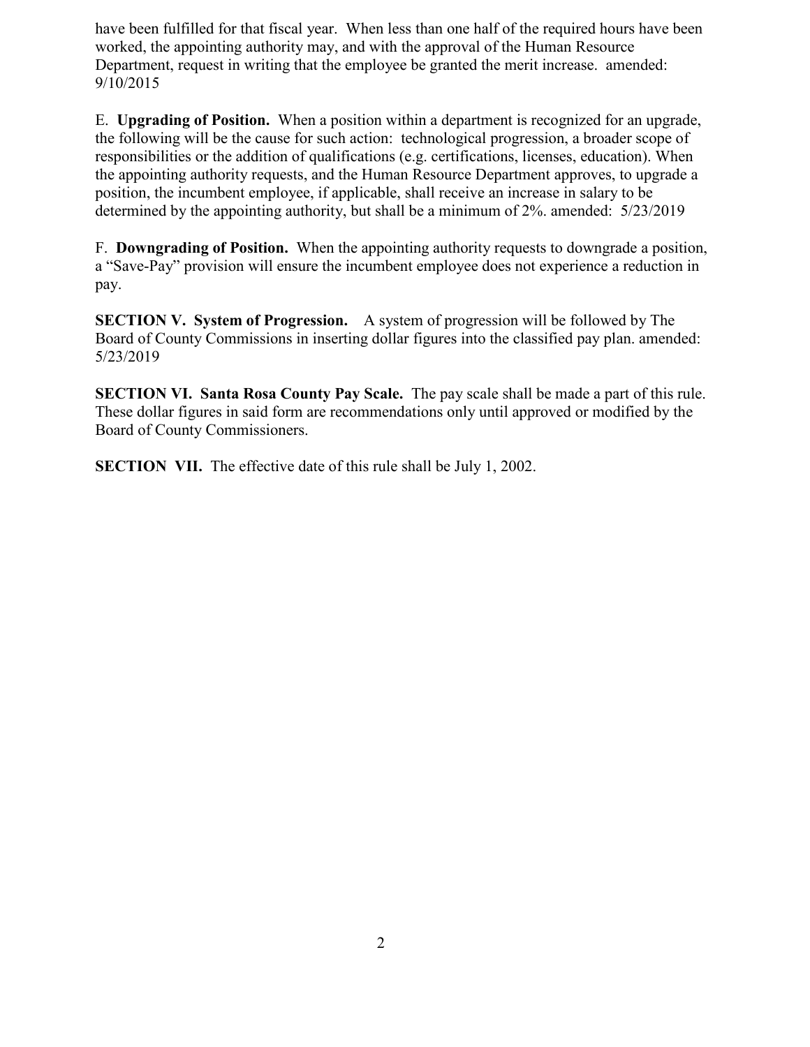have been fulfilled for that fiscal year. When less than one half of the required hours have been worked, the appointing authority may, and with the approval of the Human Resource Department, request in writing that the employee be granted the merit increase. amended: 9/10/2015

E. **Upgrading of Position.** When a position within a department is recognized for an upgrade, the following will be the cause for such action: technological progression, a broader scope of responsibilities or the addition of qualifications (e.g. certifications, licenses, education). When the appointing authority requests, and the Human Resource Department approves, to upgrade a position, the incumbent employee, if applicable, shall receive an increase in salary to be determined by the appointing authority, but shall be a minimum of 2%. amended: 5/23/2019

F. **Downgrading of Position.** When the appointing authority requests to downgrade a position, a "Save-Pay" provision will ensure the incumbent employee does not experience a reduction in pay.

**SECTION V. System of Progression.** A system of progression will be followed by The Board of County Commissions in inserting dollar figures into the classified pay plan. amended: 5/23/2019

**SECTION VI. Santa Rosa County Pay Scale.** The pay scale shall be made a part of this rule. These dollar figures in said form are recommendations only until approved or modified by the Board of County Commissioners.

**SECTION VII.** The effective date of this rule shall be July 1, 2002.